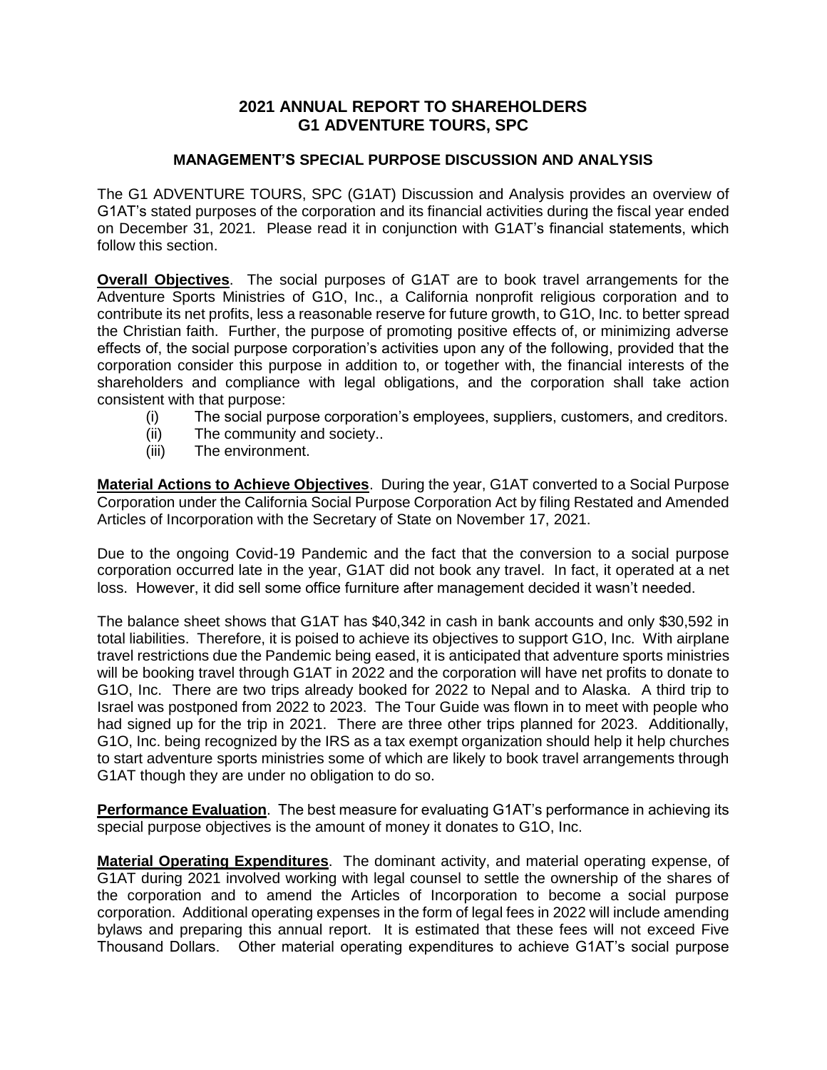# 2021 ANNUAL REPORT TO SHAREHOLDERS
# G1 ADVENTURE TOURS, SPC

## MANAGEMENT'S SPECIAL PURPOSE DISCUSSION AND ANALYSIS

The G1 ADVENTURE TOURS, SPC (G1AT) Discussion and Analysis provides an overview of G1AT's stated purposes of the corporation and its financial activities during the fiscal year ended on December 31, 2021. Please read it in conjunction with G1AT's financial statements, which follow this section.

**Overall Objectives**. The social purposes of G1AT are to book travel arrangements for the Adventure Sports Ministries of G1O, Inc., a California nonprofit religious corporation and to contribute its net profits, less a reasonable reserve for future growth, to G1O, Inc. to better spread the Christian faith. Further, the purpose of promoting positive effects of, or minimizing adverse effects of, the social purpose corporation's activities upon any of the following, provided that the corporation consider this purpose in addition to, or together with, the financial interests of the shareholders and compliance with legal obligations, and the corporation shall take action consistent with that purpose:

- (i) The social purpose corporation's employees, suppliers, customers, and creditors.
- (ii) The community and society..
- (iii) The environment.

**Material Actions to Achieve Objectives**. During the year, G1AT converted to a Social Purpose Corporation under the California Social Purpose Corporation Act by filing Restated and Amended Articles of Incorporation with the Secretary of State on November 17, 2021.

Due to the ongoing Covid-19 Pandemic and the fact that the conversion to a social purpose corporation occurred late in the year, G1AT did not book any travel. In fact, it operated at a net loss. However, it did sell some office furniture after management decided it wasn't needed.

The balance sheet shows that G1AT has $40,342 in cash in bank accounts and only $30,592 in total liabilities. Therefore, it is poised to achieve its objectives to support G1O, Inc. With airplane travel restrictions due the Pandemic being eased, it is anticipated that adventure sports ministries will be booking travel through G1AT in 2022 and the corporation will have net profits to donate to G1O, Inc. There are two trips already booked for 2022 to Nepal and to Alaska. A third trip to Israel was postponed from 2022 to 2023. The Tour Guide was flown in to meet with people who had signed up for the trip in 2021. There are three other trips planned for 2023. Additionally, G1O, Inc. being recognized by the IRS as a tax exempt organization should help it help churches to start adventure sports ministries some of which are likely to book travel arrangements through G1AT though they are under no obligation to do so.

**Performance Evaluation**. The best measure for evaluating G1AT's performance in achieving its special purpose objectives is the amount of money it donates to G1O, Inc.

**Material Operating Expenditures**. The dominant activity, and material operating expense, of G1AT during 2021 involved working with legal counsel to settle the ownership of the shares of the corporation and to amend the Articles of Incorporation to become a social purpose corporation. Additional operating expenses in the form of legal fees in 2022 will include amending bylaws and preparing this annual report. It is estimated that these fees will not exceed Five Thousand Dollars. Other material operating expenditures to achieve G1AT's social purpose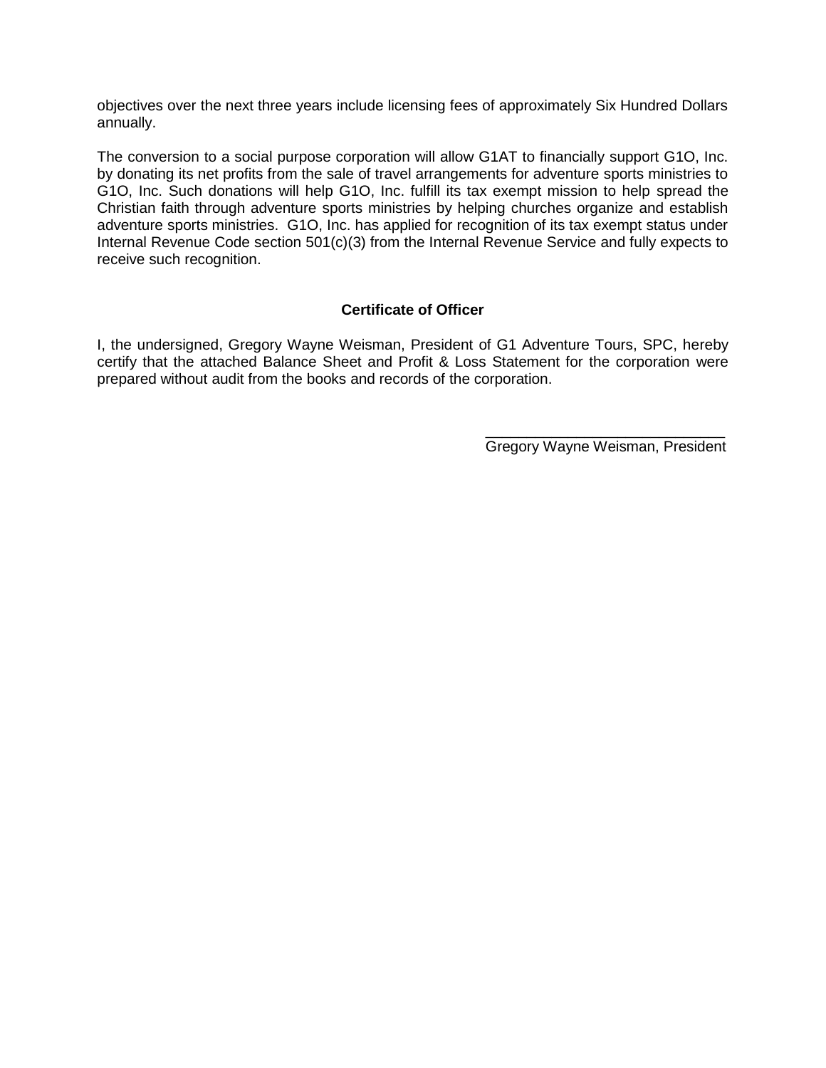objectives over the next three years include licensing fees of approximately Six Hundred Dollars annually.

The conversion to a social purpose corporation will allow G1AT to financially support G1O, Inc. by donating its net profits from the sale of travel arrangements for adventure sports ministries to G1O, Inc. Such donations will help G1O, Inc. fulfill its tax exempt mission to help spread the Christian faith through adventure sports ministries by helping churches organize and establish adventure sports ministries. G1O, Inc. has applied for recognition of its tax exempt status under Internal Revenue Code section 501(c)(3) from the Internal Revenue Service and fully expects to receive such recognition.

**Certificate of Officer**

I, the undersigned, Gregory Wayne Weisman, President of G1 Adventure Tours, SPC, hereby certify that the attached Balance Sheet and Profit & Loss Statement for the corporation were prepared without audit from the books and records of the corporation.

_____________________________
Gregory Wayne Weisman, President